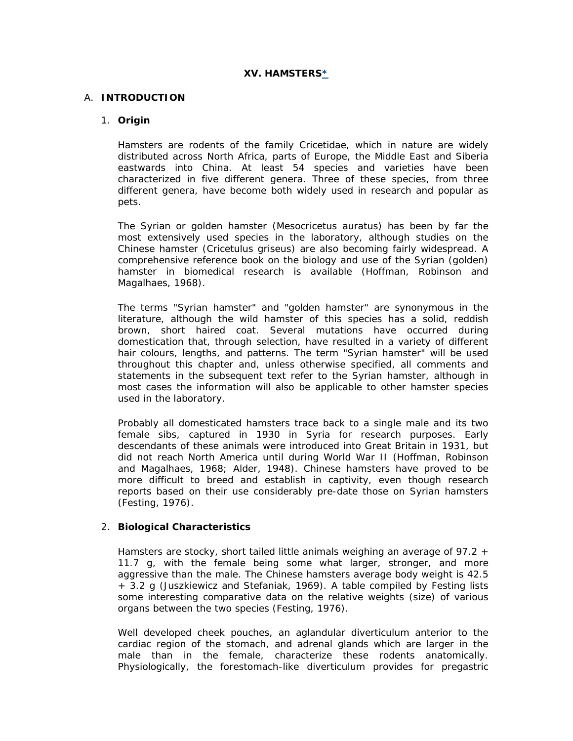# XV. HAMSTERS*

## A. INTRODUCTION

### 1. Origin

Hamsters are rodents of the family Cricetidae, which in nature are widely distributed across North Africa, parts of Europe, the Middle East and Siberia eastwards into China. At least 54 species and varieties have been characterized in five different genera. Three of these species, from three different genera, have become both widely used in research and popular as pets.

The Syrian or golden hamster (Mesocricetus auratus) has been by far the most extensively used species in the laboratory, although studies on the Chinese hamster (Cricetulus griseus) are also becoming fairly widespread. A comprehensive reference book on the biology and use of the Syrian (golden) hamster in biomedical research is available (Hoffman, Robinson and Magalhaes, 1968).

The terms "Syrian hamster" and "golden hamster" are synonymous in the literature, although the wild hamster of this species has a solid, reddish brown, short haired coat. Several mutations have occurred during domestication that, through selection, have resulted in a variety of different hair colours, lengths, and patterns. The term "Syrian hamster" will be used throughout this chapter and, unless otherwise specified, all comments and statements in the subsequent text refer to the Syrian hamster, although in most cases the information will also be applicable to other hamster species used in the laboratory.

Probably all domesticated hamsters trace back to a single male and its two female sibs, captured in 1930 in Syria for research purposes. Early descendants of these animals were introduced into Great Britain in 1931, but did not reach North America until during World War II (Hoffman, Robinson and Magalhaes, 1968; Alder, 1948). Chinese hamsters have proved to be more difficult to breed and establish in captivity, even though research reports based on their use considerably pre-date those on Syrian hamsters (Festing, 1976).

### 2. Biological Characteristics

Hamsters are stocky, short tailed little animals weighing an average of 97.2 + 11.7 g, with the female being some what larger, stronger, and more aggressive than the male. The Chinese hamsters average body weight is 42.5 + 3.2 g (Juszkiewicz and Stefaniak, 1969). A table compiled by Festing lists some interesting comparative data on the relative weights (size) of various organs between the two species (Festing, 1976).

Well developed cheek pouches, an aglandular diverticulum anterior to the cardiac region of the stomach, and adrenal glands which are larger in the male than in the female, characterize these rodents anatomically. Physiologically, the forestomach-like diverticulum provides for pregastric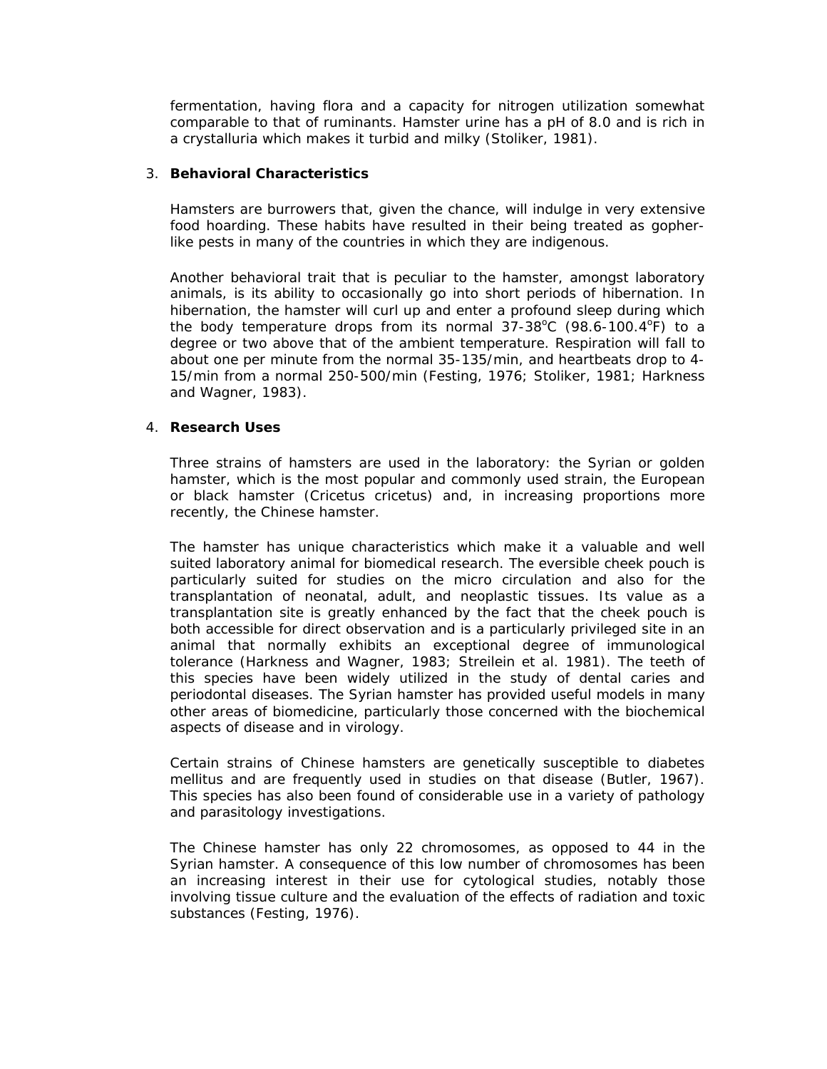fermentation, having flora and a capacity for nitrogen utilization somewhat comparable to that of ruminants. Hamster urine has a pH of 8.0 and is rich in a crystalluria which makes it turbid and milky (Stoliker, 1981).

3. **Behavioral Characteristics**

Hamsters are burrowers that, given the chance, will indulge in very extensive food hoarding. These habits have resulted in their being treated as gopher-like pests in many of the countries in which they are indigenous.

Another behavioral trait that is peculiar to the hamster, amongst laboratory animals, is its ability to occasionally go into short periods of hibernation. In hibernation, the hamster will curl up and enter a profound sleep during which the body temperature drops from its normal 37-38$^{o}$C (98.6-100.4$^{o}$F) to a degree or two above that of the ambient temperature. Respiration will fall to about one per minute from the normal 35-135/min, and heartbeats drop to 4-15/min from a normal 250-500/min (Festing, 1976; Stoliker, 1981; Harkness and Wagner, 1983).

4. **Research Uses**

Three strains of hamsters are used in the laboratory: the Syrian or golden hamster, which is the most popular and commonly used strain, the European or black hamster (Cricetus cricetus) and, in increasing proportions more recently, the Chinese hamster.

The hamster has unique characteristics which make it a valuable and well suited laboratory animal for biomedical research. The eversible cheek pouch is particularly suited for studies on the micro circulation and also for the transplantation of neonatal, adult, and neoplastic tissues. Its value as a transplantation site is greatly enhanced by the fact that the cheek pouch is both accessible for direct observation and is a particularly privileged site in an animal that normally exhibits an exceptional degree of immunological tolerance (Harkness and Wagner, 1983; Streilein et al. 1981). The teeth of this species have been widely utilized in the study of dental caries and periodontal diseases. The Syrian hamster has provided useful models in many other areas of biomedicine, particularly those concerned with the biochemical aspects of disease and in virology.

Certain strains of Chinese hamsters are genetically susceptible to diabetes mellitus and are frequently used in studies on that disease (Butler, 1967). This species has also been found of considerable use in a variety of pathology and parasitology investigations.

The Chinese hamster has only 22 chromosomes, as opposed to 44 in the Syrian hamster. A consequence of this low number of chromosomes has been an increasing interest in their use for cytological studies, notably those involving tissue culture and the evaluation of the effects of radiation and toxic substances (Festing, 1976).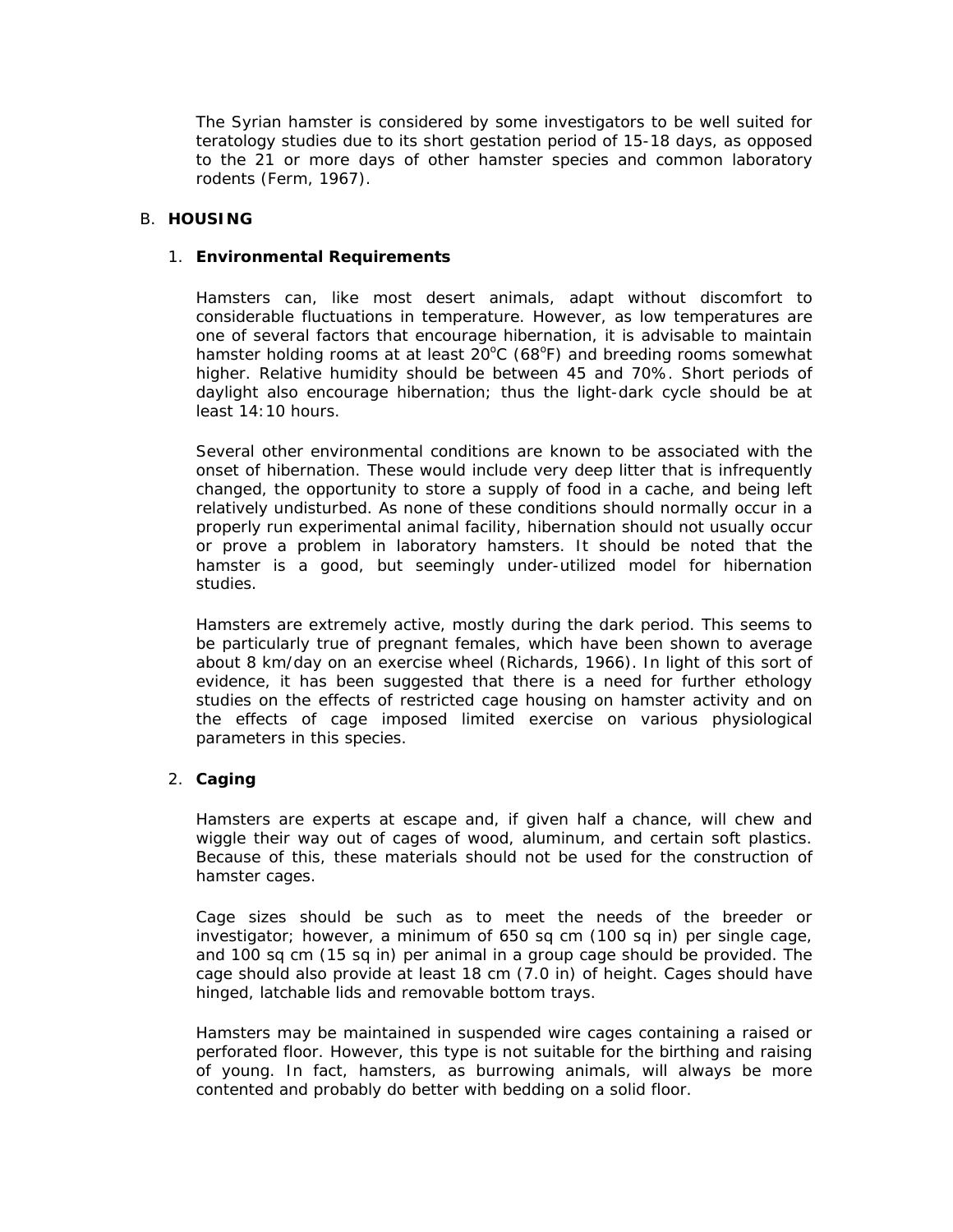The Syrian hamster is considered by some investigators to be well suited for teratology studies due to its short gestation period of 15-18 days, as opposed to the 21 or more days of other hamster species and common laboratory rodents (Ferm, 1967).

## B. HOUSING

### 1. Environmental Requirements

Hamsters can, like most desert animals, adapt without discomfort to considerable fluctuations in temperature. However, as low temperatures are one of several factors that encourage hibernation, it is advisable to maintain hamster holding rooms at at least 20°C (68°F) and breeding rooms somewhat higher. Relative humidity should be between 45 and 70%. Short periods of daylight also encourage hibernation; thus the light-dark cycle should be at least 14:10 hours.

Several other environmental conditions are known to be associated with the onset of hibernation. These would include very deep litter that is infrequently changed, the opportunity to store a supply of food in a cache, and being left relatively undisturbed. As none of these conditions should normally occur in a properly run experimental animal facility, hibernation should not usually occur or prove a problem in laboratory hamsters. It should be noted that the hamster is a good, but seemingly under-utilized model for hibernation studies.

Hamsters are extremely active, mostly during the dark period. This seems to be particularly true of pregnant females, which have been shown to average about 8 km/day on an exercise wheel (Richards, 1966). In light of this sort of evidence, it has been suggested that there is a need for further ethology studies on the effects of restricted cage housing on hamster activity and on the effects of cage imposed limited exercise on various physiological parameters in this species.

### 2. Caging

Hamsters are experts at escape and, if given half a chance, will chew and wiggle their way out of cages of wood, aluminum, and certain soft plastics. Because of this, these materials should not be used for the construction of hamster cages.

Cage sizes should be such as to meet the needs of the breeder or investigator; however, a minimum of 650 sq cm (100 sq in) per single cage, and 100 sq cm (15 sq in) per animal in a group cage should be provided. The cage should also provide at least 18 cm (7.0 in) of height. Cages should have hinged, latchable lids and removable bottom trays.

Hamsters may be maintained in suspended wire cages containing a raised or perforated floor. However, this type is not suitable for the birthing and raising of young. In fact, hamsters, as burrowing animals, will always be more contented and probably do better with bedding on a solid floor.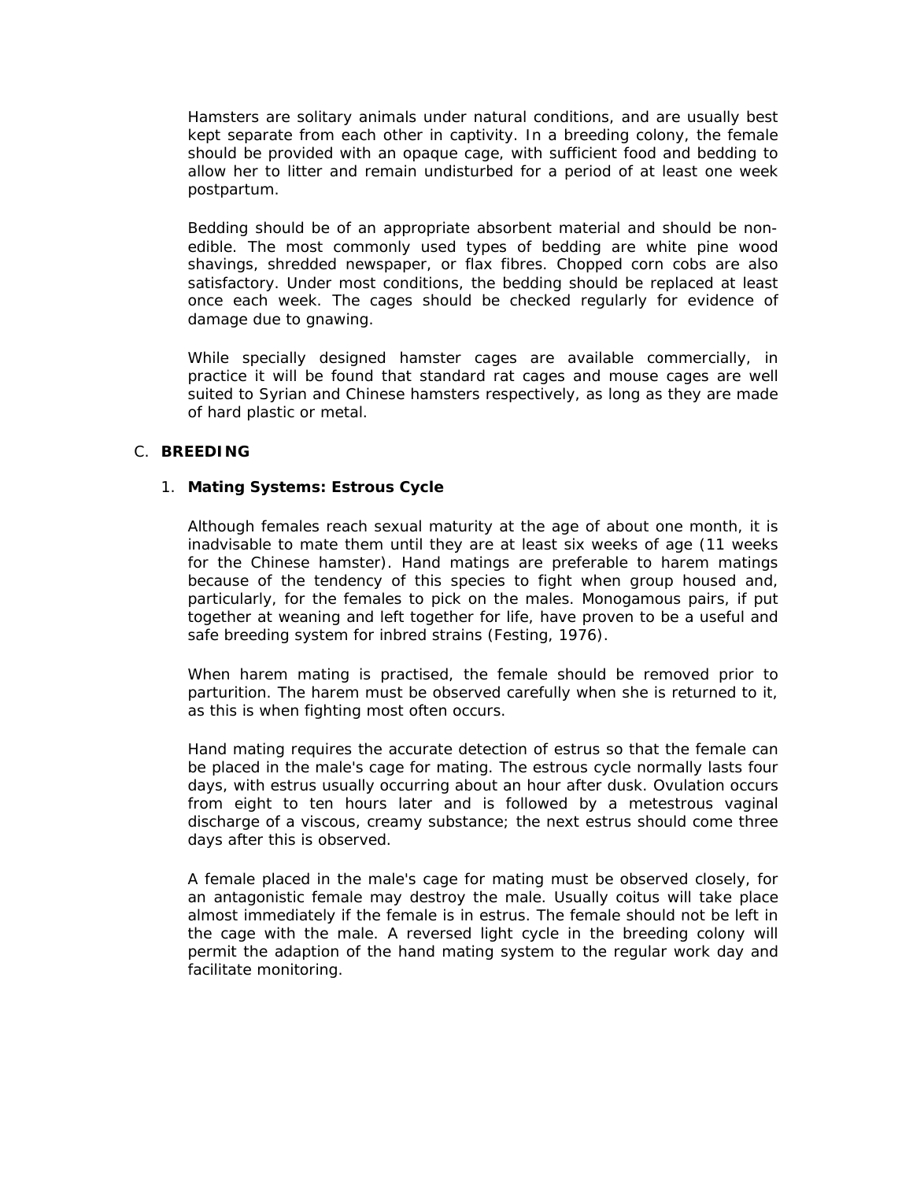Hamsters are solitary animals under natural conditions, and are usually best kept separate from each other in captivity. In a breeding colony, the female should be provided with an opaque cage, with sufficient food and bedding to allow her to litter and remain undisturbed for a period of at least one week postpartum.

Bedding should be of an appropriate absorbent material and should be non-edible. The most commonly used types of bedding are white pine wood shavings, shredded newspaper, or flax fibres. Chopped corn cobs are also satisfactory. Under most conditions, the bedding should be replaced at least once each week. The cages should be checked regularly for evidence of damage due to gnawing.

While specially designed hamster cages are available commercially, in practice it will be found that standard rat cages and mouse cages are well suited to Syrian and Chinese hamsters respectively, as long as they are made of hard plastic or metal.

## C. BREEDING

### 1. Mating Systems: Estrous Cycle

Although females reach sexual maturity at the age of about one month, it is inadvisable to mate them until they are at least six weeks of age (11 weeks for the Chinese hamster). Hand matings are preferable to harem matings because of the tendency of this species to fight when group housed and, particularly, for the females to pick on the males. Monogamous pairs, if put together at weaning and left together for life, have proven to be a useful and safe breeding system for inbred strains (Festing, 1976).

When harem mating is practised, the female should be removed prior to parturition. The harem must be observed carefully when she is returned to it, as this is when fighting most often occurs.

Hand mating requires the accurate detection of estrus so that the female can be placed in the male's cage for mating. The estrous cycle normally lasts four days, with estrus usually occurring about an hour after dusk. Ovulation occurs from eight to ten hours later and is followed by a metestrous vaginal discharge of a viscous, creamy substance; the next estrus should come three days after this is observed.

A female placed in the male's cage for mating must be observed closely, for an antagonistic female may destroy the male. Usually coitus will take place almost immediately if the female is in estrus. The female should not be left in the cage with the male. A reversed light cycle in the breeding colony will permit the adaption of the hand mating system to the regular work day and facilitate monitoring.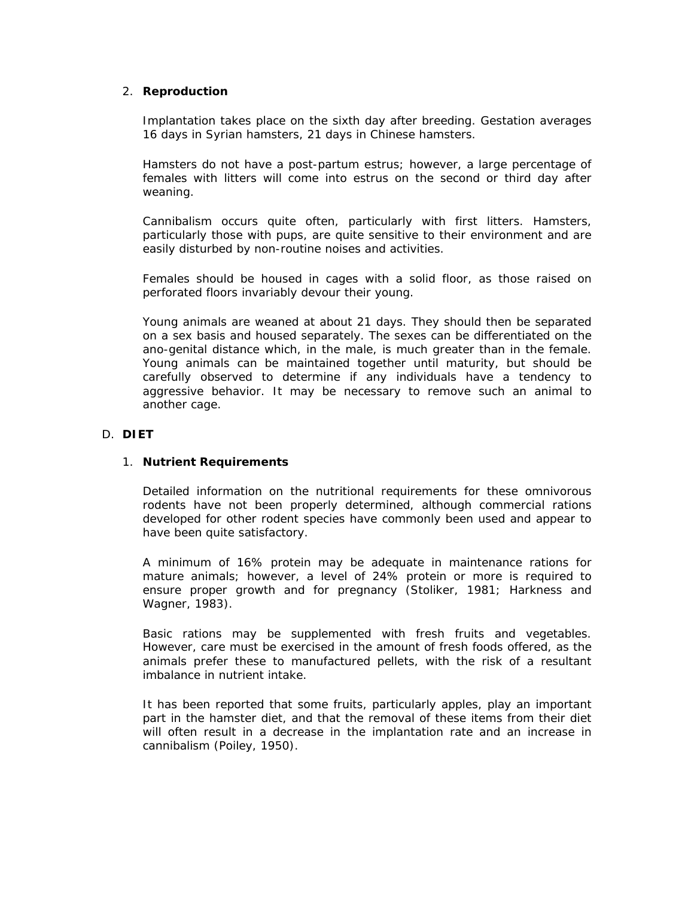### 2. **Reproduction**

Implantation takes place on the sixth day after breeding. Gestation averages 16 days in Syrian hamsters, 21 days in Chinese hamsters.

Hamsters do not have a post-partum estrus; however, a large percentage of females with litters will come into estrus on the second or third day after weaning.

Cannibalism occurs quite often, particularly with first litters. Hamsters, particularly those with pups, are quite sensitive to their environment and are easily disturbed by non-routine noises and activities.

Females should be housed in cages with a solid floor, as those raised on perforated floors invariably devour their young.

Young animals are weaned at about 21 days. They should then be separated on a sex basis and housed separately. The sexes can be differentiated on the ano-genital distance which, in the male, is much greater than in the female. Young animals can be maintained together until maturity, but should be carefully observed to determine if any individuals have a tendency to aggressive behavior. It may be necessary to remove such an animal to another cage.

## D. **DIET**

### 1. **Nutrient Requirements**

Detailed information on the nutritional requirements for these omnivorous rodents have not been properly determined, although commercial rations developed for other rodent species have commonly been used and appear to have been quite satisfactory.

A minimum of 16% protein may be adequate in maintenance rations for mature animals; however, a level of 24% protein or more is required to ensure proper growth and for pregnancy (Stoliker, 1981; Harkness and Wagner, 1983).

Basic rations may be supplemented with fresh fruits and vegetables. However, care must be exercised in the amount of fresh foods offered, as the animals prefer these to manufactured pellets, with the risk of a resultant imbalance in nutrient intake.

It has been reported that some fruits, particularly apples, play an important part in the hamster diet, and that the removal of these items from their diet will often result in a decrease in the implantation rate and an increase in cannibalism (Poiley, 1950).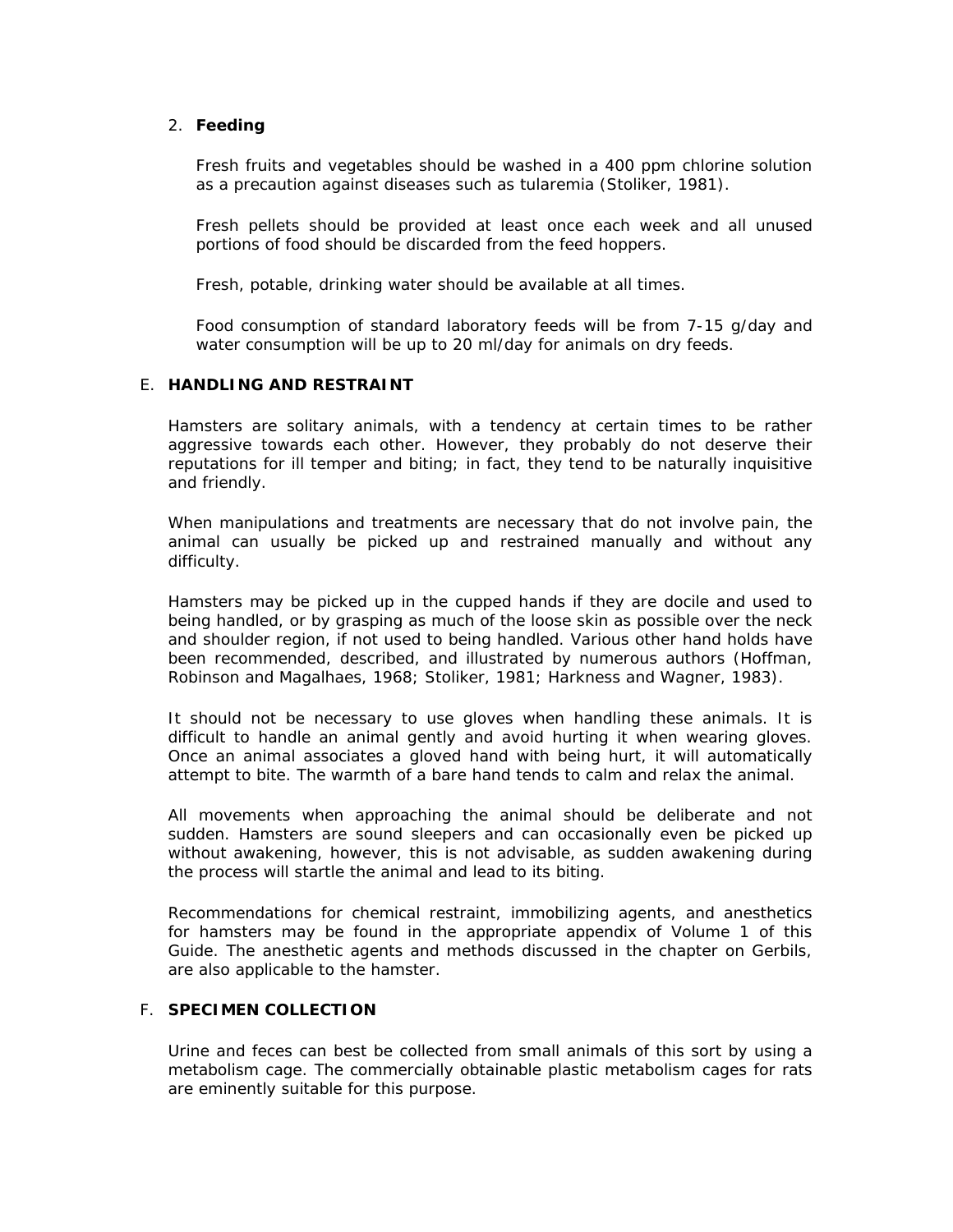2. **Feeding**

   Fresh fruits and vegetables should be washed in a 400 ppm chlorine solution as a precaution against diseases such as tularemia (Stoliker, 1981).

   Fresh pellets should be provided at least once each week and all unused portions of food should be discarded from the feed hoppers.

   Fresh, potable, drinking water should be available at all times.

   Food consumption of standard laboratory feeds will be from 7-15 g/day and water consumption will be up to 20 ml/day for animals on dry feeds.

## E. HANDLING AND RESTRAINT

Hamsters are solitary animals, with a tendency at certain times to be rather aggressive towards each other. However, they probably do not deserve their reputations for ill temper and biting; in fact, they tend to be naturally inquisitive and friendly.

When manipulations and treatments are necessary that do not involve pain, the animal can usually be picked up and restrained manually and without any difficulty.

Hamsters may be picked up in the cupped hands if they are docile and used to being handled, or by grasping as much of the loose skin as possible over the neck and shoulder region, if not used to being handled. Various other hand holds have been recommended, described, and illustrated by numerous authors (Hoffman, Robinson and Magalhaes, 1968; Stoliker, 1981; Harkness and Wagner, 1983).

It should not be necessary to use gloves when handling these animals. It is difficult to handle an animal gently and avoid hurting it when wearing gloves. Once an animal associates a gloved hand with being hurt, it will automatically attempt to bite. The warmth of a bare hand tends to calm and relax the animal.

All movements when approaching the animal should be deliberate and not sudden. Hamsters are sound sleepers and can occasionally even be picked up without awakening, however, this is not advisable, as sudden awakening during the process will startle the animal and lead to its biting.

Recommendations for chemical restraint, immobilizing agents, and anesthetics for hamsters may be found in the appropriate appendix of Volume 1 of this Guide. The anesthetic agents and methods discussed in the chapter on Gerbils, are also applicable to the hamster.

## F. SPECIMEN COLLECTION

Urine and feces can best be collected from small animals of this sort by using a metabolism cage. The commercially obtainable plastic metabolism cages for rats are eminently suitable for this purpose.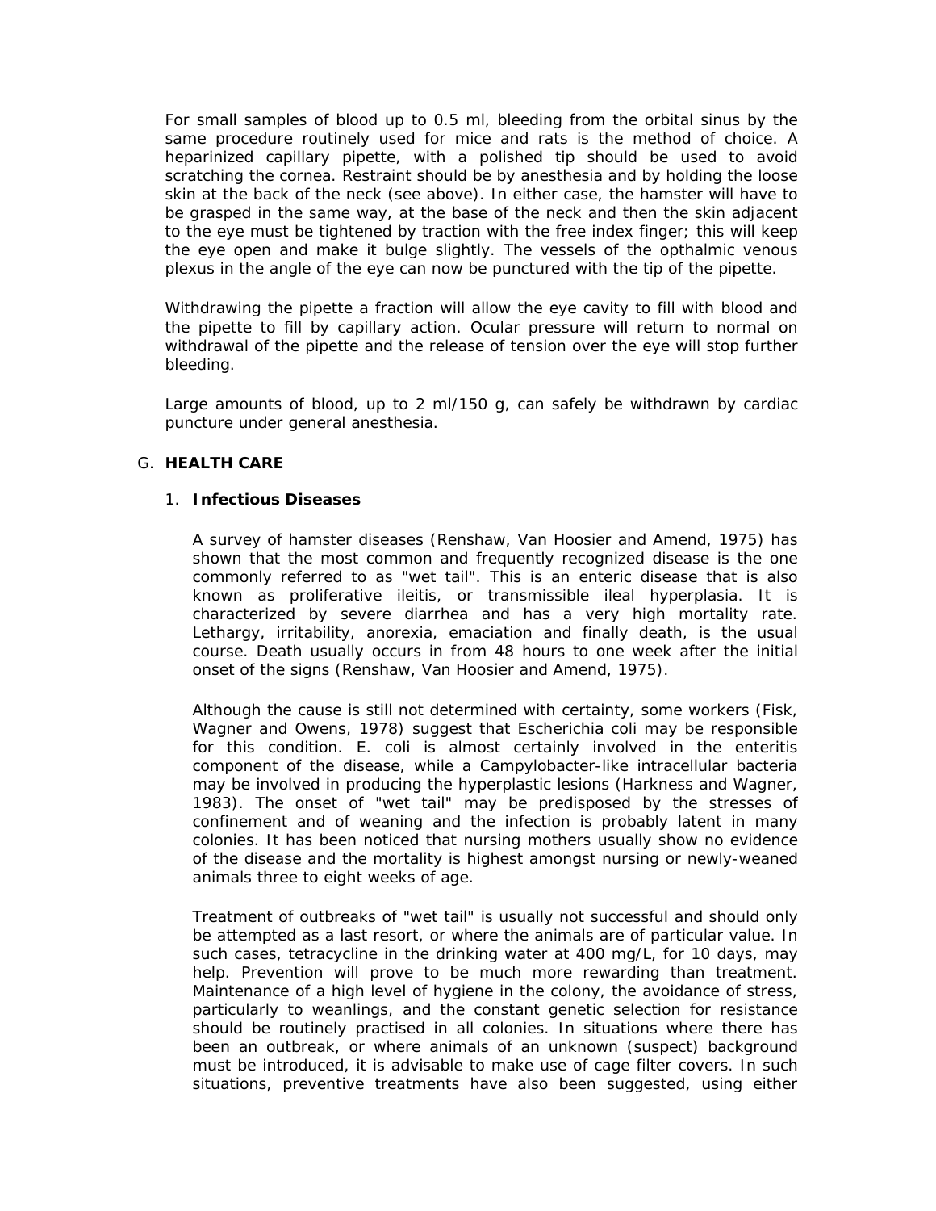For small samples of blood up to 0.5 ml, bleeding from the orbital sinus by the same procedure routinely used for mice and rats is the method of choice. A heparinized capillary pipette, with a polished tip should be used to avoid scratching the cornea. Restraint should be by anesthesia and by holding the loose skin at the back of the neck (see above). In either case, the hamster will have to be grasped in the same way, at the base of the neck and then the skin adjacent to the eye must be tightened by traction with the free index finger; this will keep the eye open and make it bulge slightly. The vessels of the opthalmic venous plexus in the angle of the eye can now be punctured with the tip of the pipette.

Withdrawing the pipette a fraction will allow the eye cavity to fill with blood and the pipette to fill by capillary action. Ocular pressure will return to normal on withdrawal of the pipette and the release of tension over the eye will stop further bleeding.

Large amounts of blood, up to 2 ml/150 g, can safely be withdrawn by cardiac puncture under general anesthesia.

## G. HEALTH CARE

### 1. Infectious Diseases

A survey of hamster diseases (Renshaw, Van Hoosier and Amend, 1975) has shown that the most common and frequently recognized disease is the one commonly referred to as "wet tail". This is an enteric disease that is also known as proliferative ileitis, or transmissible ileal hyperplasia. It is characterized by severe diarrhea and has a very high mortality rate. Lethargy, irritability, anorexia, emaciation and finally death, is the usual course. Death usually occurs in from 48 hours to one week after the initial onset of the signs (Renshaw, Van Hoosier and Amend, 1975).

Although the cause is still not determined with certainty, some workers (Fisk, Wagner and Owens, 1978) suggest that Escherichia coli may be responsible for this condition. E. coli is almost certainly involved in the enteritis component of the disease, while a Campylobacter-like intracellular bacteria may be involved in producing the hyperplastic lesions (Harkness and Wagner, 1983). The onset of "wet tail" may be predisposed by the stresses of confinement and of weaning and the infection is probably latent in many colonies. It has been noticed that nursing mothers usually show no evidence of the disease and the mortality is highest amongst nursing or newly-weaned animals three to eight weeks of age.

Treatment of outbreaks of "wet tail" is usually not successful and should only be attempted as a last resort, or where the animals are of particular value. In such cases, tetracycline in the drinking water at 400 mg/L, for 10 days, may help. Prevention will prove to be much more rewarding than treatment. Maintenance of a high level of hygiene in the colony, the avoidance of stress, particularly to weanlings, and the constant genetic selection for resistance should be routinely practised in all colonies. In situations where there has been an outbreak, or where animals of an unknown (suspect) background must be introduced, it is advisable to make use of cage filter covers. In such situations, preventive treatments have also been suggested, using either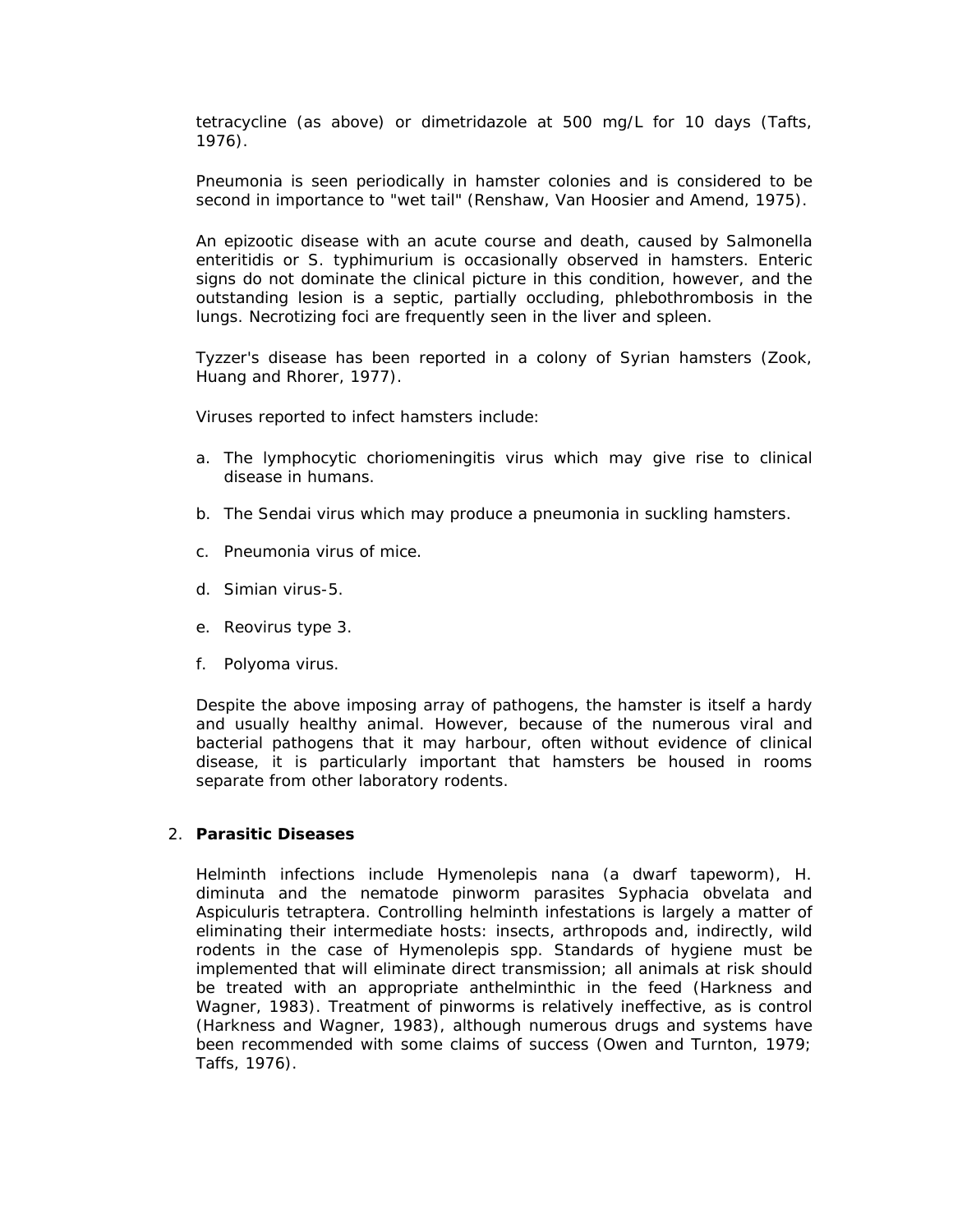tetracycline (as above) or dimetridazole at 500 mg/L for 10 days (Tafts, 1976).

Pneumonia is seen periodically in hamster colonies and is considered to be second in importance to "wet tail" (Renshaw, Van Hoosier and Amend, 1975).

An epizootic disease with an acute course and death, caused by Salmonella enteritidis or S. typhimurium is occasionally observed in hamsters. Enteric signs do not dominate the clinical picture in this condition, however, and the outstanding lesion is a septic, partially occluding, phlebothrombosis in the lungs. Necrotizing foci are frequently seen in the liver and spleen.

Tyzzer's disease has been reported in a colony of Syrian hamsters (Zook, Huang and Rhorer, 1977).

Viruses reported to infect hamsters include:

a. The lymphocytic choriomeningitis virus which may give rise to clinical disease in humans.

b. The Sendai virus which may produce a pneumonia in suckling hamsters.

c. Pneumonia virus of mice.

d. Simian virus-5.

e. Reovirus type 3.

f. Polyoma virus.

Despite the above imposing array of pathogens, the hamster is itself a hardy and usually healthy animal. However, because of the numerous viral and bacterial pathogens that it may harbour, often without evidence of clinical disease, it is particularly important that hamsters be housed in rooms separate from other laboratory rodents.

2. **Parasitic Diseases**

Helminth infections include Hymenolepis nana (a dwarf tapeworm), H. diminuta and the nematode pinworm parasites Syphacia obvelata and Aspiculuris tetraptera. Controlling helminth infestations is largely a matter of eliminating their intermediate hosts: insects, arthropods and, indirectly, wild rodents in the case of Hymenolepis spp. Standards of hygiene must be implemented that will eliminate direct transmission; all animals at risk should be treated with an appropriate anthelminthic in the feed (Harkness and Wagner, 1983). Treatment of pinworms is relatively ineffective, as is control (Harkness and Wagner, 1983), although numerous drugs and systems have been recommended with some claims of success (Owen and Turnton, 1979; Taffs, 1976).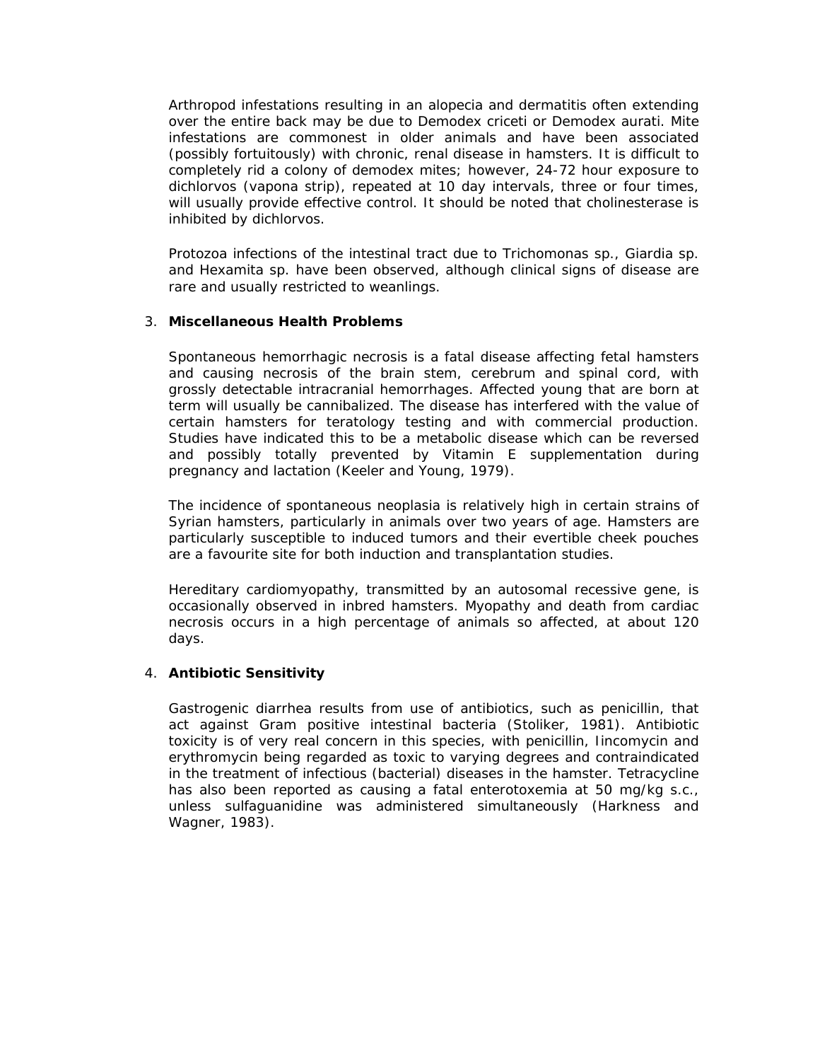Arthropod infestations resulting in an alopecia and dermatitis often extending over the entire back may be due to Demodex criceti or Demodex aurati. Mite infestations are commonest in older animals and have been associated (possibly fortuitously) with chronic, renal disease in hamsters. It is difficult to completely rid a colony of demodex mites; however, 24-72 hour exposure to dichlorvos (vapona strip), repeated at 10 day intervals, three or four times, will usually provide effective control. It should be noted that cholinesterase is inhibited by dichlorvos.

Protozoa infections of the intestinal tract due to Trichomonas sp., Giardia sp. and Hexamita sp. have been observed, although clinical signs of disease are rare and usually restricted to weanlings.

3. **Miscellaneous Health Problems**

Spontaneous hemorrhagic necrosis is a fatal disease affecting fetal hamsters and causing necrosis of the brain stem, cerebrum and spinal cord, with grossly detectable intracranial hemorrhages. Affected young that are born at term will usually be cannibalized. The disease has interfered with the value of certain hamsters for teratology testing and with commercial production. Studies have indicated this to be a metabolic disease which can be reversed and possibly totally prevented by Vitamin E supplementation during pregnancy and lactation (Keeler and Young, 1979).

The incidence of spontaneous neoplasia is relatively high in certain strains of Syrian hamsters, particularly in animals over two years of age. Hamsters are particularly susceptible to induced tumors and their evertible cheek pouches are a favourite site for both induction and transplantation studies.

Hereditary cardiomyopathy, transmitted by an autosomal recessive gene, is occasionally observed in inbred hamsters. Myopathy and death from cardiac necrosis occurs in a high percentage of animals so affected, at about 120 days.

4. **Antibiotic Sensitivity**

Gastrogenic diarrhea results from use of antibiotics, such as penicillin, that act against Gram positive intestinal bacteria (Stoliker, 1981). Antibiotic toxicity is of very real concern in this species, with penicillin, lincomycin and erythromycin being regarded as toxic to varying degrees and contraindicated in the treatment of infectious (bacterial) diseases in the hamster. Tetracycline has also been reported as causing a fatal enterotoxemia at 50 mg/kg s.c., unless sulfaguanidine was administered simultaneously (Harkness and Wagner, 1983).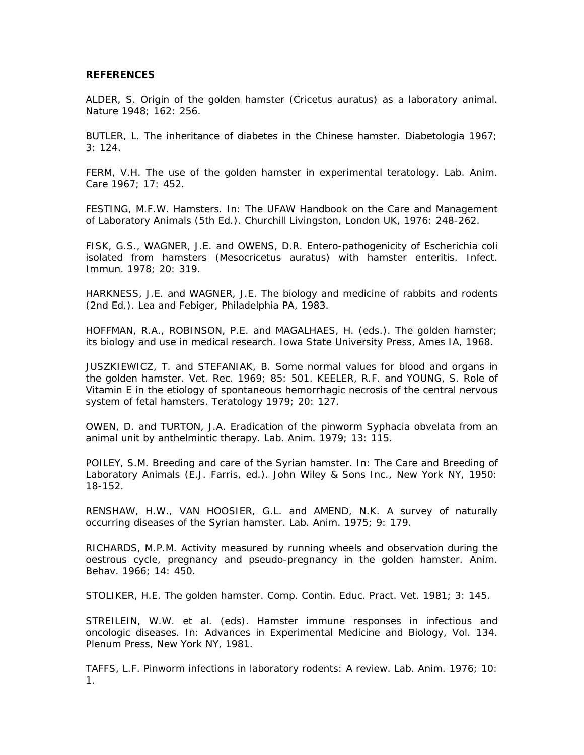**REFERENCES**

ALDER, S. Origin of the golden hamster (Cricetus auratus) as a laboratory animal. Nature 1948; 162: 256.

BUTLER, L. The inheritance of diabetes in the Chinese hamster. Diabetologia 1967; 3: 124.

FERM, V.H. The use of the golden hamster in experimental teratology. Lab. Anim. Care 1967; 17: 452.

FESTING, M.F.W. Hamsters. In: The UFAW Handbook on the Care and Management of Laboratory Animals (5th Ed.). Churchill Livingston, London UK, 1976: 248-262.

FISK, G.S., WAGNER, J.E. and OWENS, D.R. Entero-pathogenicity of Escherichia coli isolated from hamsters (Mesocricetus auratus) with hamster enteritis. Infect. Immun. 1978; 20: 319.

HARKNESS, J.E. and WAGNER, J.E. The biology and medicine of rabbits and rodents (2nd Ed.). Lea and Febiger, Philadelphia PA, 1983.

HOFFMAN, R.A., ROBINSON, P.E. and MAGALHAES, H. (eds.). The golden hamster; its biology and use in medical research. Iowa State University Press, Ames IA, 1968.

JUSZKIEWICZ, T. and STEFANIAK, B. Some normal values for blood and organs in the golden hamster. Vet. Rec. 1969; 85: 501. KEELER, R.F. and YOUNG, S. Role of Vitamin E in the etiology of spontaneous hemorrhagic necrosis of the central nervous system of fetal hamsters. Teratology 1979; 20: 127.

OWEN, D. and TURTON, J.A. Eradication of the pinworm Syphacia obvelata from an animal unit by anthelmintic therapy. Lab. Anim. 1979; 13: 115.

POILEY, S.M. Breeding and care of the Syrian hamster. In: The Care and Breeding of Laboratory Animals (E.J. Farris, ed.). John Wiley & Sons Inc., New York NY, 1950: 18-152.

RENSHAW, H.W., VAN HOOSIER, G.L. and AMEND, N.K. A survey of naturally occurring diseases of the Syrian hamster. Lab. Anim. 1975; 9: 179.

RICHARDS, M.P.M. Activity measured by running wheels and observation during the oestrous cycle, pregnancy and pseudo-pregnancy in the golden hamster. Anim. Behav. 1966; 14: 450.

STOLIKER, H.E. The golden hamster. Comp. Contin. Educ. Pract. Vet. 1981; 3: 145.

STREILEIN, W.W. et al. (eds). Hamster immune responses in infectious and oncologic diseases. In: Advances in Experimental Medicine and Biology, Vol. 134. Plenum Press, New York NY, 1981.

TAFFS, L.F. Pinworm infections in laboratory rodents: A review. Lab. Anim. 1976; 10: 1.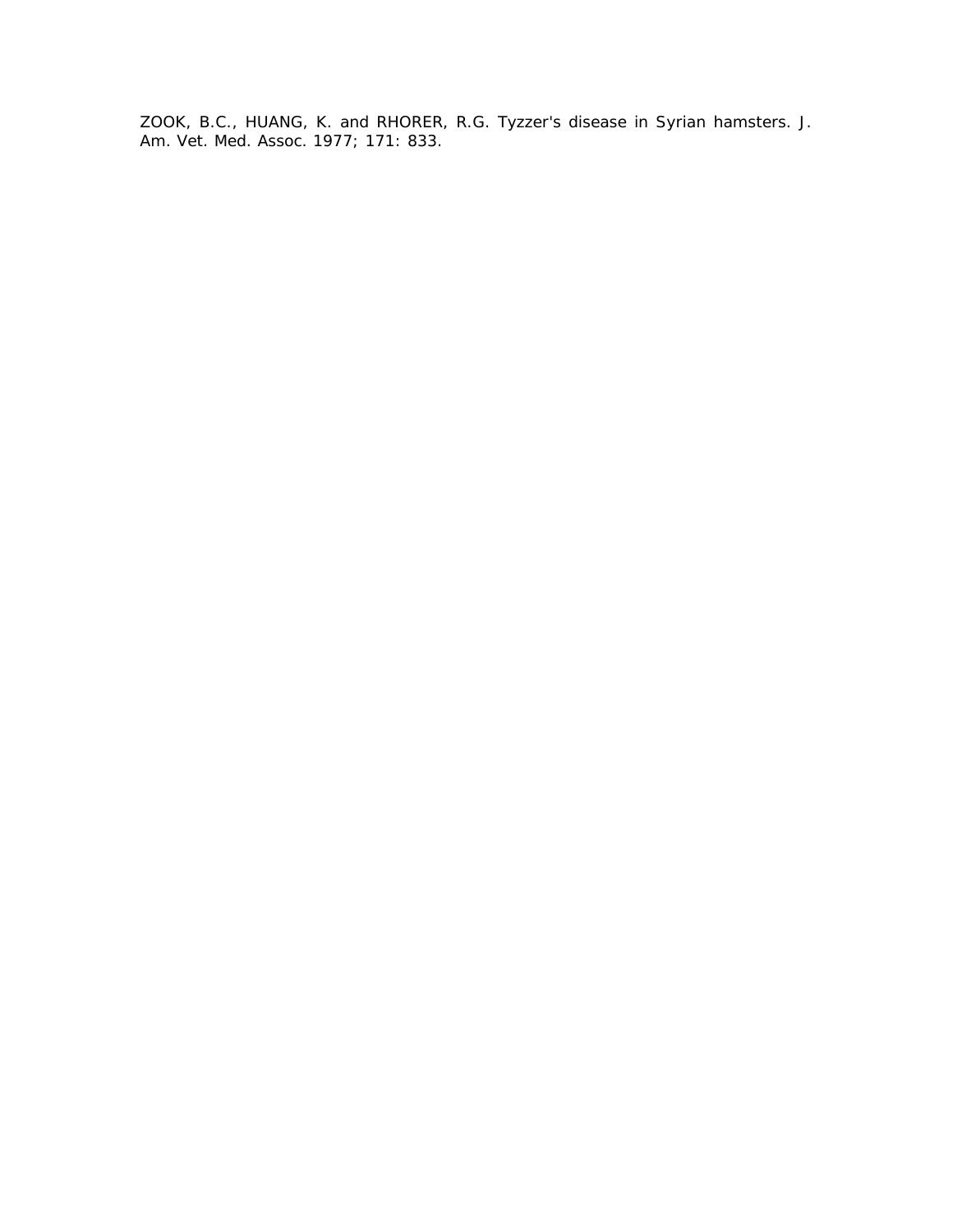ZOOK, B.C., HUANG, K. and RHORER, R.G. Tyzzer's disease in Syrian hamsters. J. Am. Vet. Med. Assoc. 1977; 171: 833.